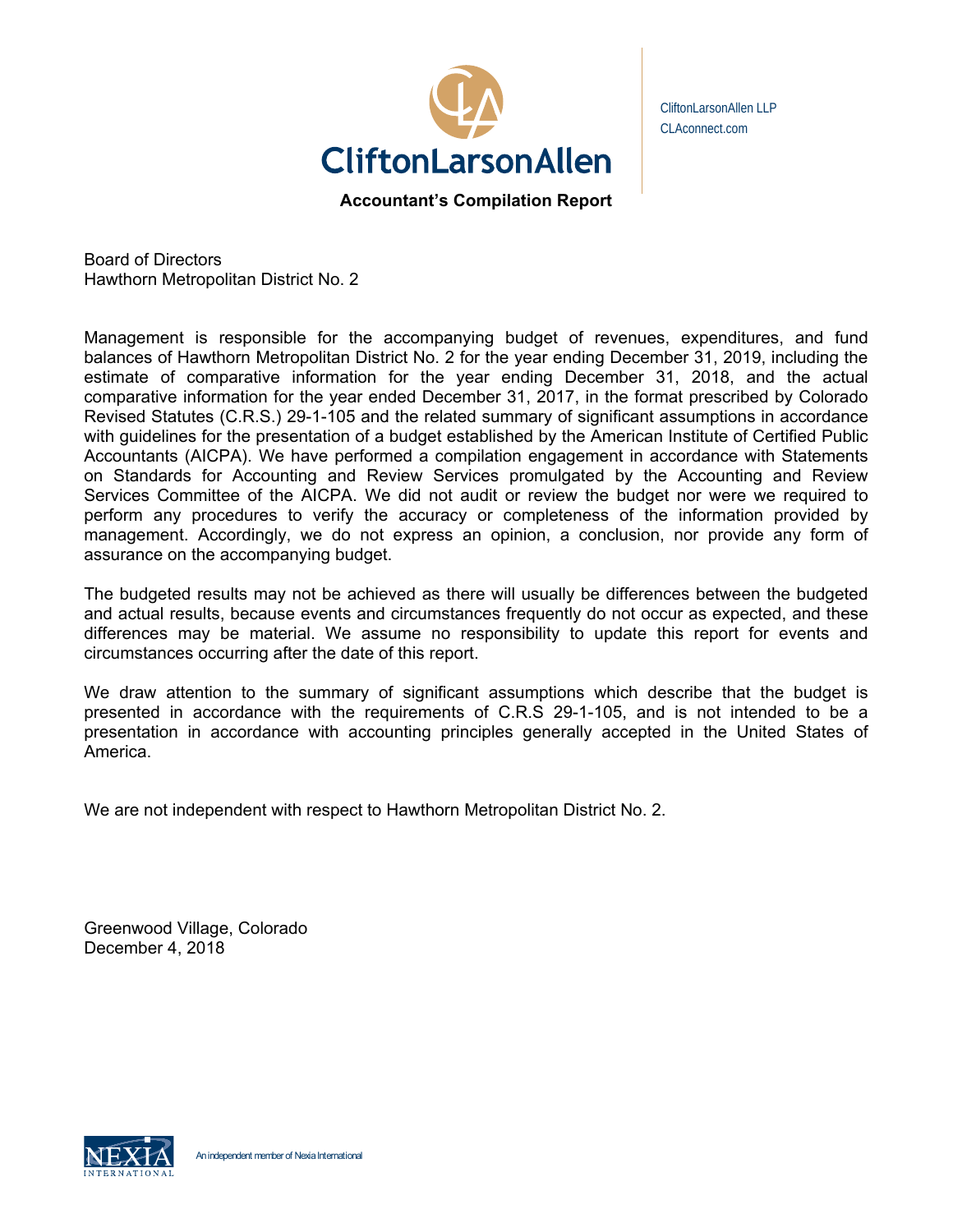CliftonLarsonAllen

CliftonLarsonAllen LLP
CLAconnect.com

## Accountant's Compilation Report

Board of Directors
Hawthorn Metropolitan District No. 2

Management is responsible for the accompanying budget of revenues, expenditures, and fund balances of Hawthorn Metropolitan District No. 2 for the year ending December 31, 2019, including the estimate of comparative information for the year ending December 31, 2018, and the actual comparative information for the year ended December 31, 2017, in the format prescribed by Colorado Revised Statutes (C.R.S.) 29-1-105 and the related summary of significant assumptions in accordance with guidelines for the presentation of a budget established by the American Institute of Certified Public Accountants (AICPA). We have performed a compilation engagement in accordance with Statements on Standards for Accounting and Review Services promulgated by the Accounting and Review Services Committee of the AICPA. We did not audit or review the budget nor were we required to perform any procedures to verify the accuracy or completeness of the information provided by management. Accordingly, we do not express an opinion, a conclusion, nor provide any form of assurance on the accompanying budget.

The budgeted results may not be achieved as there will usually be differences between the budgeted and actual results, because events and circumstances frequently do not occur as expected, and these differences may be material. We assume no responsibility to update this report for events and circumstances occurring after the date of this report.

We draw attention to the summary of significant assumptions which describe that the budget is presented in accordance with the requirements of C.R.S 29-1-105, and is not intended to be a presentation in accordance with accounting principles generally accepted in the United States of America.

We are not independent with respect to Hawthorn Metropolitan District No. 2.

Greenwood Village, Colorado
December 4, 2018

NEXIA INTERNATIONAL — An independent member of Nexia International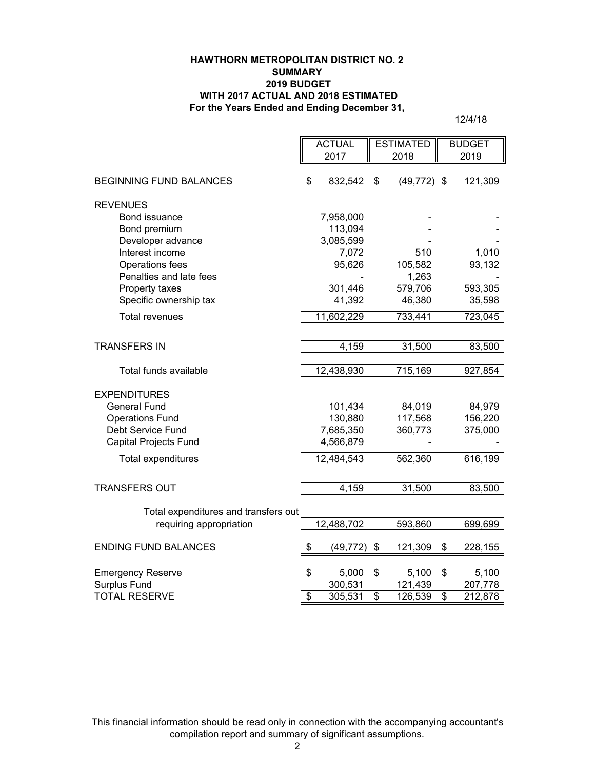**HAWTHORN METROPOLITAN DISTRICT NO. 2**
**SUMMARY**
**2019 BUDGET**
**WITH 2017 ACTUAL AND 2018 ESTIMATED**
**For the Years Ended and Ending December 31,**

12/4/18

| | ACTUAL 2017 | ESTIMATED 2018 | BUDGET 2019 |
|---|---|---|---|
| BEGINNING FUND BALANCES | $ 832,542 | $ (49,772) | $ 121,309 |
| REVENUES | | | |
| Bond issuance | 7,958,000 | - | - |
| Bond premium | 113,094 | - | - |
| Developer advance | 3,085,599 | - | - |
| Interest income | 7,072 | 510 | 1,010 |
| Operations fees | 95,626 | 105,582 | 93,132 |
| Penalties and late fees | - | 1,263 | - |
| Property taxes | 301,446 | 579,706 | 593,305 |
| Specific ownership tax | 41,392 | 46,380 | 35,598 |
| Total revenues | 11,602,229 | 733,441 | 723,045 |
| TRANSFERS IN | 4,159 | 31,500 | 83,500 |
| Total funds available | 12,438,930 | 715,169 | 927,854 |
| EXPENDITURES | | | |
| General Fund | 101,434 | 84,019 | 84,979 |
| Operations Fund | 130,880 | 117,568 | 156,220 |
| Debt Service Fund | 7,685,350 | 360,773 | 375,000 |
| Capital Projects Fund | 4,566,879 | - | - |
| Total expenditures | 12,484,543 | 562,360 | 616,199 |
| TRANSFERS OUT | 4,159 | 31,500 | 83,500 |
| Total expenditures and transfers out requiring appropriation | 12,488,702 | 593,860 | 699,699 |
| ENDING FUND BALANCES | $ (49,772) | $ 121,309 | $ 228,155 |
| Emergency Reserve | $ 5,000 | $ 5,100 | $ 5,100 |
| Surplus Fund | 300,531 | 121,439 | 207,778 |
| TOTAL RESERVE | $ 305,531 | $ 126,539 | $ 212,878 |

This financial information should be read only in connection with the accompanying accountant's compilation report and summary of significant assumptions.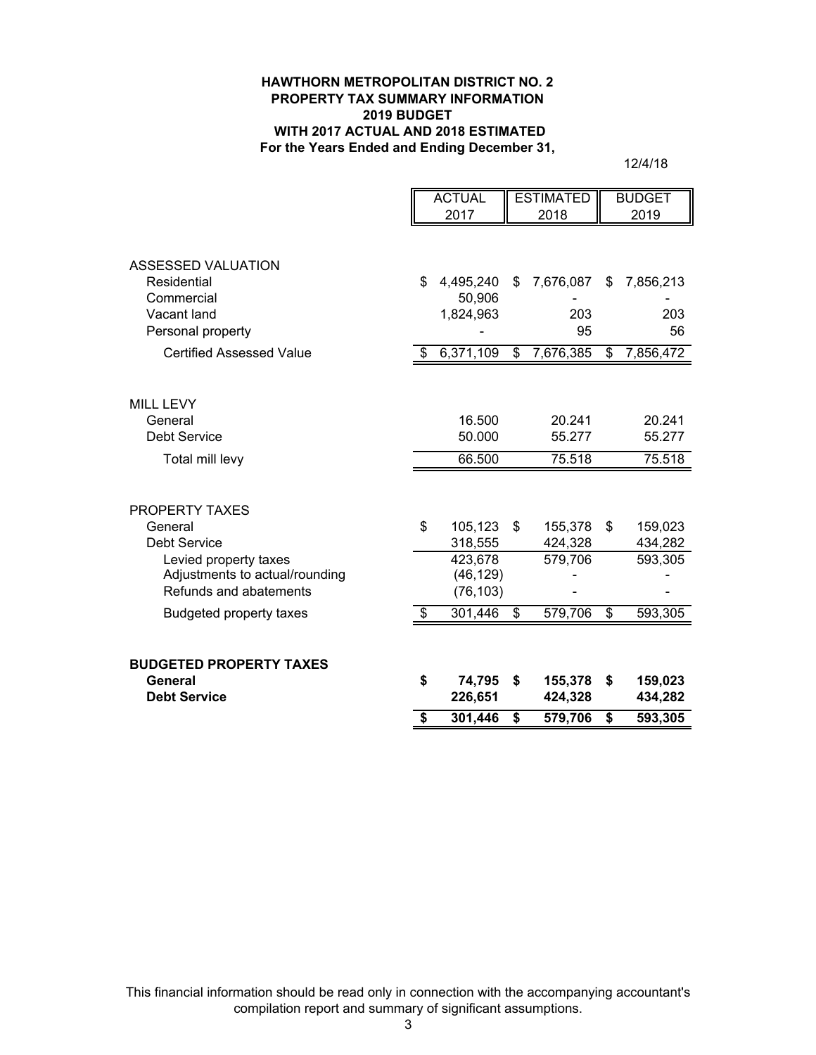**HAWTHORN METROPOLITAN DISTRICT NO. 2**
**PROPERTY TAX SUMMARY INFORMATION**
**2019 BUDGET**
**WITH 2017 ACTUAL AND 2018 ESTIMATED**
**For the Years Ended and Ending December 31,**

12/4/18

| | ACTUAL 2017 | ESTIMATED 2018 | BUDGET 2019 |
|---|---|---|---|
| ASSESSED VALUATION | | | |
| Residential | $ 4,495,240 | $ 7,676,087 | $ 7,856,213 |
| Commercial | 50,906 | - | - |
| Vacant land | 1,824,963 | 203 | 203 |
| Personal property | - | 95 | 56 |
| Certified Assessed Value | $ 6,371,109 | $ 7,676,385 | $ 7,856,472 |
| | | | |
| MILL LEVY | | | |
| General | 16.500 | 20.241 | 20.241 |
| Debt Service | 50.000 | 55.277 | 55.277 |
| Total mill levy | 66.500 | 75.518 | 75.518 |
| | | | |
| PROPERTY TAXES | | | |
| General | $ 105,123 | $ 155,378 | $ 159,023 |
| Debt Service | 318,555 | 424,328 | 434,282 |
| Levied property taxes | 423,678 | 579,706 | 593,305 |
| Adjustments to actual/rounding | (46,129) | - | - |
| Refunds and abatements | (76,103) | - | - |
| Budgeted property taxes | $ 301,446 | $ 579,706 | $ 593,305 |
| | | | |
| **BUDGETED PROPERTY TAXES** | | | |
| **General** | **$ 74,795** | **$ 155,378** | **$ 159,023** |
| **Debt Service** | **226,651** | **424,328** | **434,282** |
| | **$ 301,446** | **$ 579,706** | **$ 593,305** |

This financial information should be read only in connection with the accompanying accountant's compilation report and summary of significant assumptions.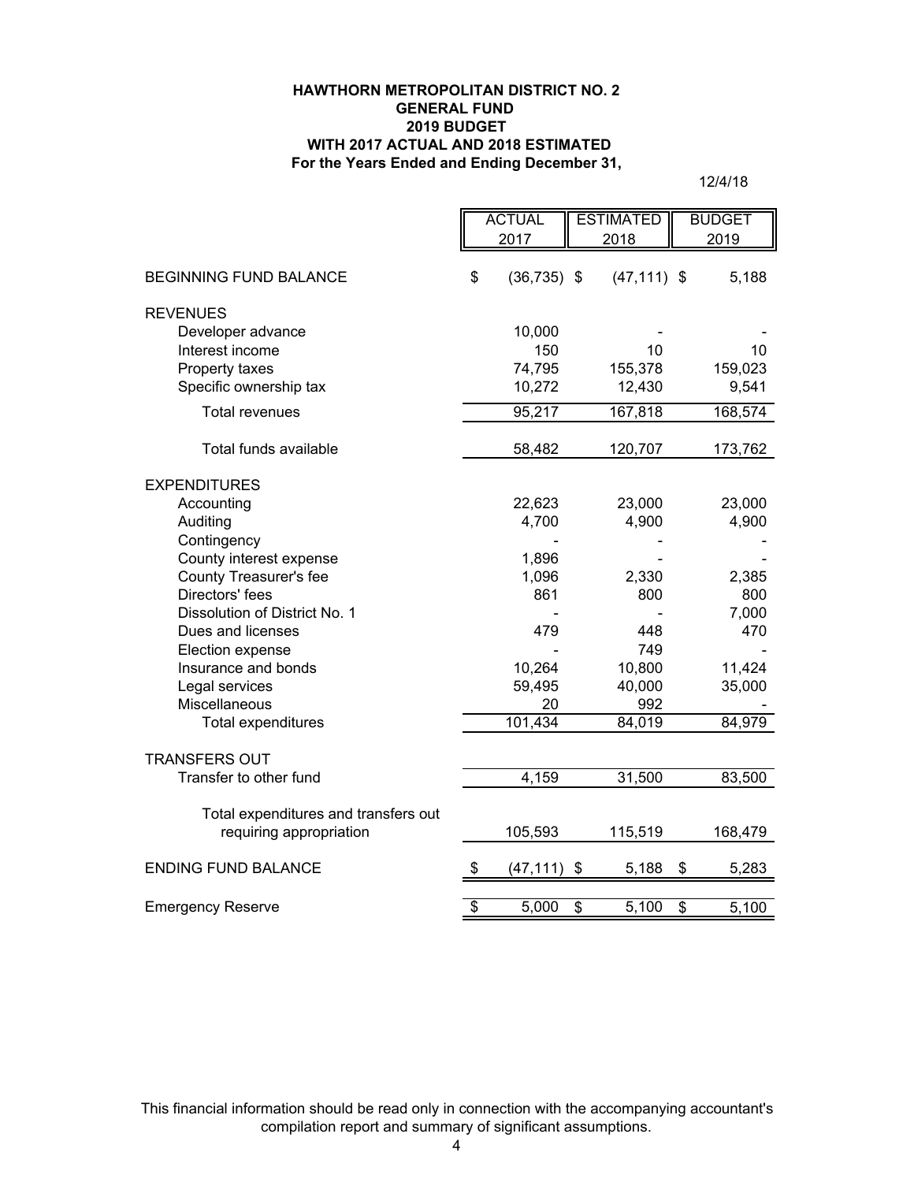**HAWTHORN METROPOLITAN DISTRICT NO. 2**
**GENERAL FUND**
**2019 BUDGET**
**WITH 2017 ACTUAL AND 2018 ESTIMATED**
**For the Years Ended and Ending December 31,**

12/4/18

| | ACTUAL 2017 | ESTIMATED 2018 | BUDGET 2019 |
|---|---|---|---|
| BEGINNING FUND BALANCE | $ (36,735) | $ (47,111) | $ 5,188 |
| REVENUES | | | |
| Developer advance | 10,000 | - | - |
| Interest income | 150 | 10 | 10 |
| Property taxes | 74,795 | 155,378 | 159,023 |
| Specific ownership tax | 10,272 | 12,430 | 9,541 |
| Total revenues | 95,217 | 167,818 | 168,574 |
| Total funds available | 58,482 | 120,707 | 173,762 |
| EXPENDITURES | | | |
| Accounting | 22,623 | 23,000 | 23,000 |
| Auditing | 4,700 | 4,900 | 4,900 |
| Contingency | - | - | - |
| County interest expense | 1,896 | - | - |
| County Treasurer's fee | 1,096 | 2,330 | 2,385 |
| Directors' fees | 861 | 800 | 800 |
| Dissolution of District No. 1 | - | - | 7,000 |
| Dues and licenses | 479 | 448 | 470 |
| Election expense | - | 749 | - |
| Insurance and bonds | 10,264 | 10,800 | 11,424 |
| Legal services | 59,495 | 40,000 | 35,000 |
| Miscellaneous | 20 | 992 | - |
| Total expenditures | 101,434 | 84,019 | 84,979 |
| TRANSFERS OUT | | | |
| Transfer to other fund | 4,159 | 31,500 | 83,500 |
| Total expenditures and transfers out requiring appropriation | 105,593 | 115,519 | 168,479 |
| ENDING FUND BALANCE | $ (47,111) | $ 5,188 | $ 5,283 |
| Emergency Reserve | $ 5,000 | $ 5,100 | $ 5,100 |

This financial information should be read only in connection with the accompanying accountant's compilation report and summary of significant assumptions.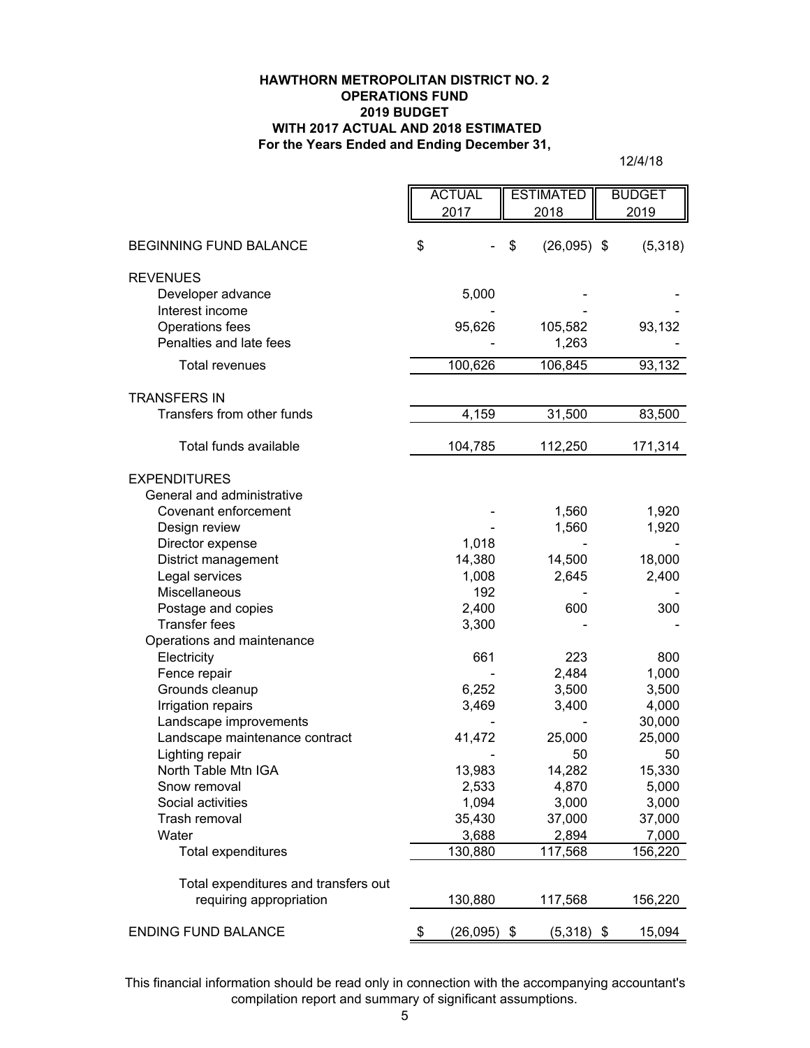**HAWTHORN METROPOLITAN DISTRICT NO. 2**
**OPERATIONS FUND**
**2019 BUDGET**
**WITH 2017 ACTUAL AND 2018 ESTIMATED**
**For the Years Ended and Ending December 31,**

12/4/18

| | ACTUAL 2017 | ESTIMATED 2018 | BUDGET 2019 |
|---|---|---|---|
| BEGINNING FUND BALANCE | $ - | $ (26,095) | $ (5,318) |
| REVENUES | | | |
| Developer advance | 5,000 | - | - |
| Interest income | - | - | - |
| Operations fees | 95,626 | 105,582 | 93,132 |
| Penalties and late fees | - | 1,263 | - |
| Total revenues | 100,626 | 106,845 | 93,132 |
| TRANSFERS IN | | | |
| Transfers from other funds | 4,159 | 31,500 | 83,500 |
| Total funds available | 104,785 | 112,250 | 171,314 |
| EXPENDITURES | | | |
| General and administrative | | | |
| Covenant enforcement | - | 1,560 | 1,920 |
| Design review | - | 1,560 | 1,920 |
| Director expense | 1,018 | - | - |
| District management | 14,380 | 14,500 | 18,000 |
| Legal services | 1,008 | 2,645 | 2,400 |
| Miscellaneous | 192 | - | - |
| Postage and copies | 2,400 | 600 | 300 |
| Transfer fees | 3,300 | - | - |
| Operations and maintenance | | | |
| Electricity | 661 | 223 | 800 |
| Fence repair | - | 2,484 | 1,000 |
| Grounds cleanup | 6,252 | 3,500 | 3,500 |
| Irrigation repairs | 3,469 | 3,400 | 4,000 |
| Landscape improvements | - | - | 30,000 |
| Landscape maintenance contract | 41,472 | 25,000 | 25,000 |
| Lighting repair | - | 50 | 50 |
| North Table Mtn IGA | 13,983 | 14,282 | 15,330 |
| Snow removal | 2,533 | 4,870 | 5,000 |
| Social activities | 1,094 | 3,000 | 3,000 |
| Trash removal | 35,430 | 37,000 | 37,000 |
| Water | 3,688 | 2,894 | 7,000 |
| Total expenditures | 130,880 | 117,568 | 156,220 |
| Total expenditures and transfers out requiring appropriation | 130,880 | 117,568 | 156,220 |
| ENDING FUND BALANCE | $ (26,095) | $ (5,318) | $ 15,094 |

This financial information should be read only in connection with the accompanying accountant's compilation report and summary of significant assumptions.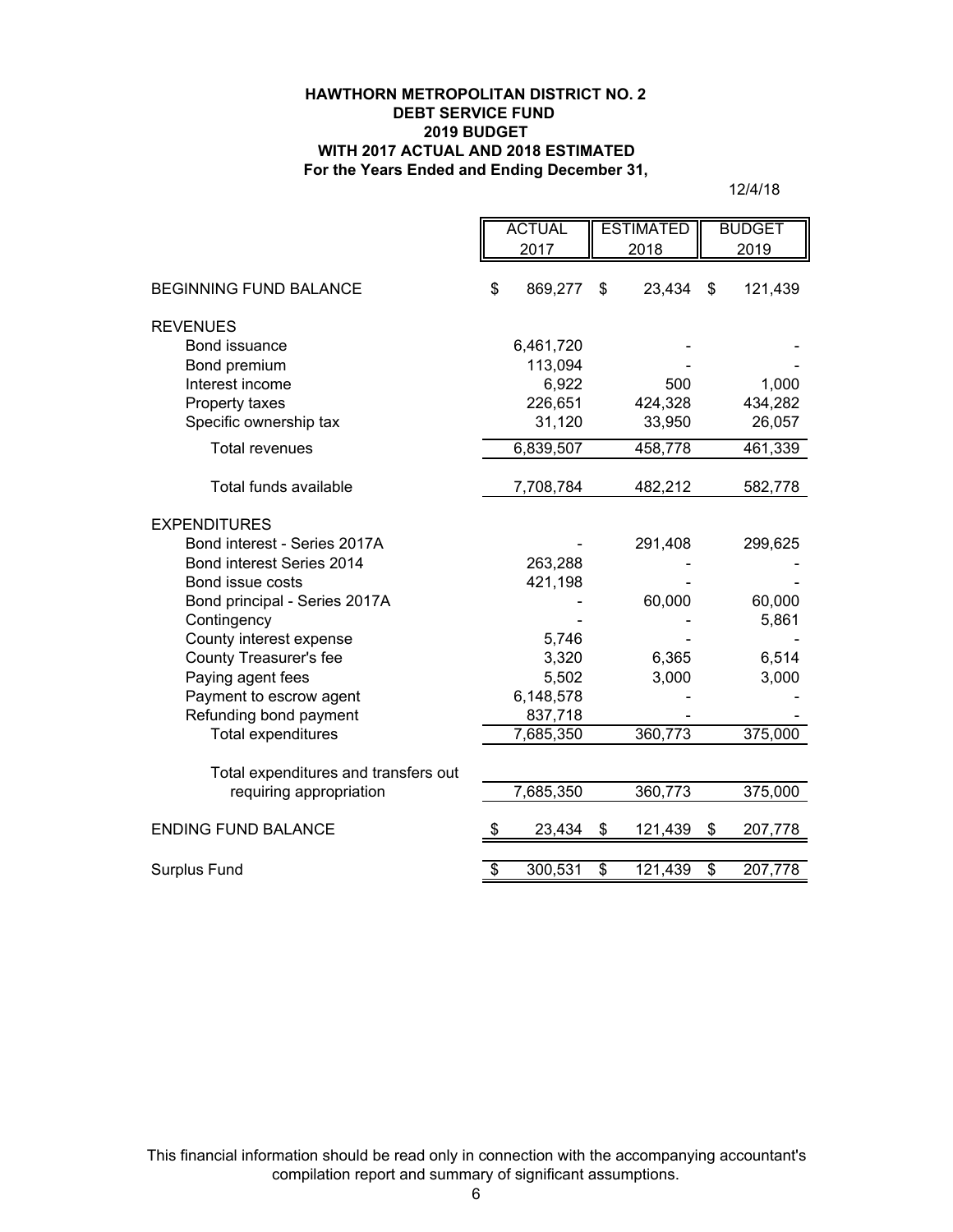**HAWTHORN METROPOLITAN DISTRICT NO. 2**
**DEBT SERVICE FUND**
**2019 BUDGET**
**WITH 2017 ACTUAL AND 2018 ESTIMATED**
**For the Years Ended and Ending December 31,**

12/4/18

| | ACTUAL 2017 | ESTIMATED 2018 | BUDGET 2019 |
|---|---|---|---|
| BEGINNING FUND BALANCE | $ 869,277 | $ 23,434 | $ 121,439 |
| REVENUES | | | |
| Bond issuance | 6,461,720 | - | - |
| Bond premium | 113,094 | - | - |
| Interest income | 6,922 | 500 | 1,000 |
| Property taxes | 226,651 | 424,328 | 434,282 |
| Specific ownership tax | 31,120 | 33,950 | 26,057 |
| Total revenues | 6,839,507 | 458,778 | 461,339 |
| Total funds available | 7,708,784 | 482,212 | 582,778 |
| EXPENDITURES | | | |
| Bond interest - Series 2017A | - | 291,408 | 299,625 |
| Bond interest Series 2014 | 263,288 | - | - |
| Bond issue costs | 421,198 | - | - |
| Bond principal - Series 2017A | - | 60,000 | 60,000 |
| Contingency | - | - | 5,861 |
| County interest expense | 5,746 | - | - |
| County Treasurer's fee | 3,320 | 6,365 | 6,514 |
| Paying agent fees | 5,502 | 3,000 | 3,000 |
| Payment to escrow agent | 6,148,578 | - | - |
| Refunding bond payment | 837,718 | - | - |
| Total expenditures | 7,685,350 | 360,773 | 375,000 |
| Total expenditures and transfers out requiring appropriation | 7,685,350 | 360,773 | 375,000 |
| ENDING FUND BALANCE | $ 23,434 | $ 121,439 | $ 207,778 |
| Surplus Fund | $ 300,531 | $ 121,439 | $ 207,778 |

This financial information should be read only in connection with the accompanying accountant's compilation report and summary of significant assumptions.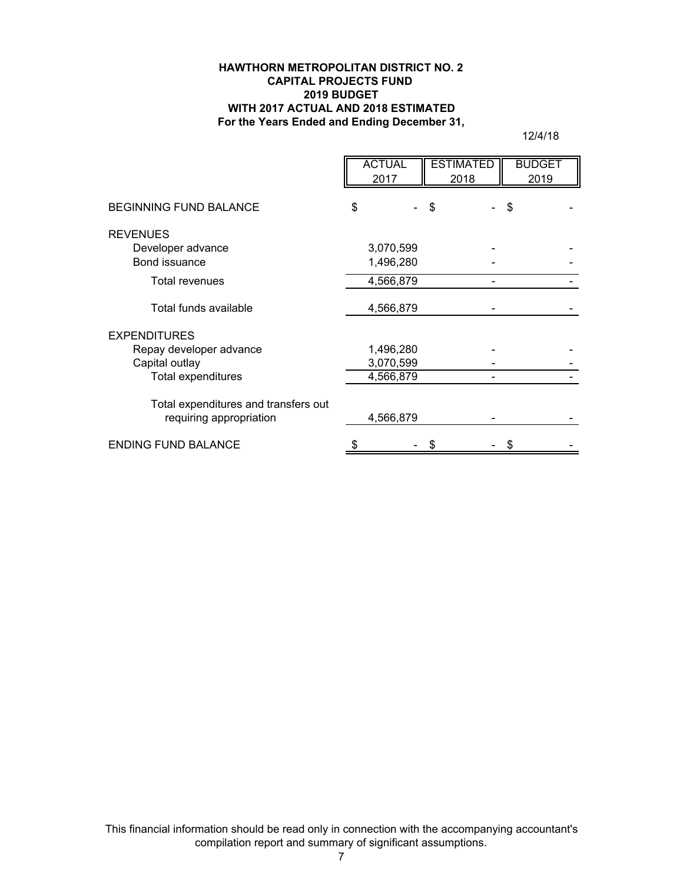**HAWTHORN METROPOLITAN DISTRICT NO. 2**
**CAPITAL PROJECTS FUND**
**2019 BUDGET**
**WITH 2017 ACTUAL AND 2018 ESTIMATED**
**For the Years Ended and Ending December 31,**

12/4/18

| | ACTUAL 2017 | ESTIMATED 2018 | BUDGET 2019 |
|---|---|---|---|
| BEGINNING FUND BALANCE | $ - | $ - | $ - |
| REVENUES | | | |
| Developer advance | 3,070,599 | - | - |
| Bond issuance | 1,496,280 | - | - |
| Total revenues | 4,566,879 | - | - |
| Total funds available | 4,566,879 | - | - |
| EXPENDITURES | | | |
| Repay developer advance | 1,496,280 | - | - |
| Capital outlay | 3,070,599 | - | - |
| Total expenditures | 4,566,879 | - | - |
| Total expenditures and transfers out requiring appropriation | 4,566,879 | - | - |
| ENDING FUND BALANCE | $ - | $ - | $ - |

This financial information should be read only in connection with the accompanying accountant's compilation report and summary of significant assumptions.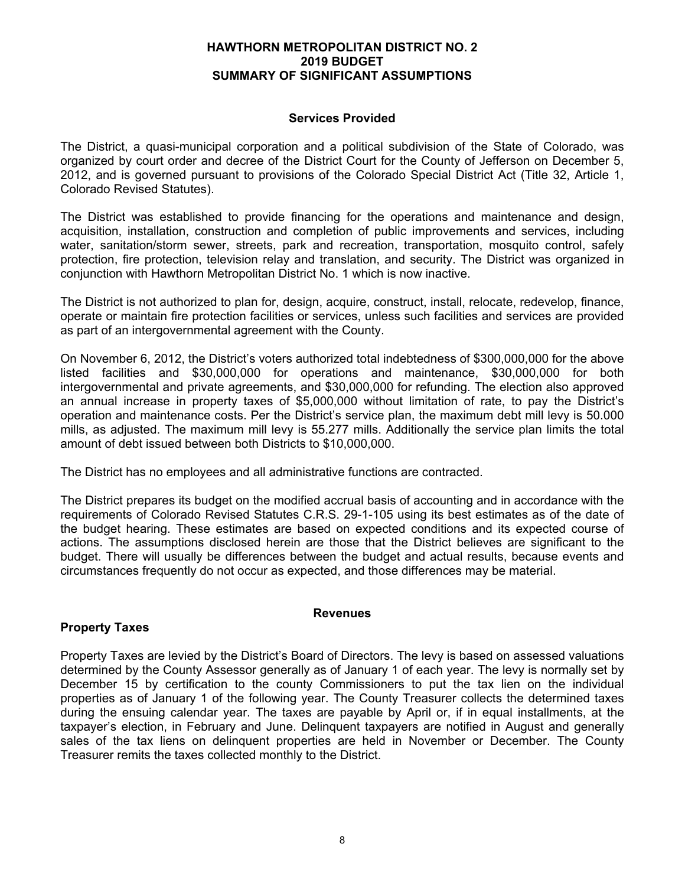# HAWTHORN METROPOLITAN DISTRICT NO. 2
## 2019 BUDGET
## SUMMARY OF SIGNIFICANT ASSUMPTIONS

### Services Provided

The District, a quasi-municipal corporation and a political subdivision of the State of Colorado, was organized by court order and decree of the District Court for the County of Jefferson on December 5, 2012, and is governed pursuant to provisions of the Colorado Special District Act (Title 32, Article 1, Colorado Revised Statutes).

The District was established to provide financing for the operations and maintenance and design, acquisition, installation, construction and completion of public improvements and services, including water, sanitation/storm sewer, streets, park and recreation, transportation, mosquito control, safely protection, fire protection, television relay and translation, and security. The District was organized in conjunction with Hawthorn Metropolitan District No. 1 which is now inactive.

The District is not authorized to plan for, design, acquire, construct, install, relocate, redevelop, finance, operate or maintain fire protection facilities or services, unless such facilities and services are provided as part of an intergovernmental agreement with the County.

On November 6, 2012, the District's voters authorized total indebtedness of $300,000,000 for the above listed facilities and $30,000,000 for operations and maintenance, $30,000,000 for both intergovernmental and private agreements, and $30,000,000 for refunding. The election also approved an annual increase in property taxes of $5,000,000 without limitation of rate, to pay the District's operation and maintenance costs. Per the District's service plan, the maximum debt mill levy is 50.000 mills, as adjusted. The maximum mill levy is 55.277 mills. Additionally the service plan limits the total amount of debt issued between both Districts to $10,000,000.

The District has no employees and all administrative functions are contracted.

The District prepares its budget on the modified accrual basis of accounting and in accordance with the requirements of Colorado Revised Statutes C.R.S. 29-1-105 using its best estimates as of the date of the budget hearing. These estimates are based on expected conditions and its expected course of actions. The assumptions disclosed herein are those that the District believes are significant to the budget. There will usually be differences between the budget and actual results, because events and circumstances frequently do not occur as expected, and those differences may be material.

### Revenues

**Property Taxes**

Property Taxes are levied by the District's Board of Directors. The levy is based on assessed valuations determined by the County Assessor generally as of January 1 of each year. The levy is normally set by December 15 by certification to the county Commissioners to put the tax lien on the individual properties as of January 1 of the following year. The County Treasurer collects the determined taxes during the ensuing calendar year. The taxes are payable by April or, if in equal installments, at the taxpayer's election, in February and June. Delinquent taxpayers are notified in August and generally sales of the tax liens on delinquent properties are held in November or December. The County Treasurer remits the taxes collected monthly to the District.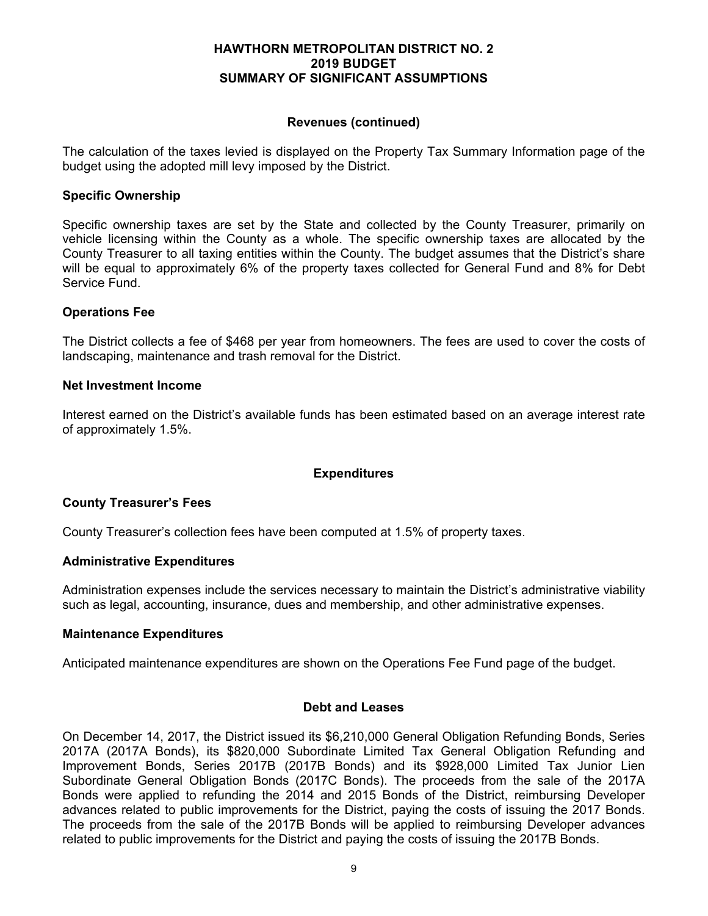# HAWTHORN METROPOLITAN DISTRICT NO. 2
# 2019 BUDGET
# SUMMARY OF SIGNIFICANT ASSUMPTIONS

## Revenues (continued)

The calculation of the taxes levied is displayed on the Property Tax Summary Information page of the budget using the adopted mill levy imposed by the District.

### Specific Ownership

Specific ownership taxes are set by the State and collected by the County Treasurer, primarily on vehicle licensing within the County as a whole. The specific ownership taxes are allocated by the County Treasurer to all taxing entities within the County. The budget assumes that the District's share will be equal to approximately 6% of the property taxes collected for General Fund and 8% for Debt Service Fund.

### Operations Fee

The District collects a fee of $468 per year from homeowners. The fees are used to cover the costs of landscaping, maintenance and trash removal for the District.

### Net Investment Income

Interest earned on the District's available funds has been estimated based on an average interest rate of approximately 1.5%.

## Expenditures

### County Treasurer's Fees

County Treasurer's collection fees have been computed at 1.5% of property taxes.

### Administrative Expenditures

Administration expenses include the services necessary to maintain the District's administrative viability such as legal, accounting, insurance, dues and membership, and other administrative expenses.

### Maintenance Expenditures

Anticipated maintenance expenditures are shown on the Operations Fee Fund page of the budget.

## Debt and Leases

On December 14, 2017, the District issued its $6,210,000 General Obligation Refunding Bonds, Series 2017A (2017A Bonds), its $820,000 Subordinate Limited Tax General Obligation Refunding and Improvement Bonds, Series 2017B (2017B Bonds) and its $928,000 Limited Tax Junior Lien Subordinate General Obligation Bonds (2017C Bonds). The proceeds from the sale of the 2017A Bonds were applied to refunding the 2014 and 2015 Bonds of the District, reimbursing Developer advances related to public improvements for the District, paying the costs of issuing the 2017 Bonds. The proceeds from the sale of the 2017B Bonds will be applied to reimbursing Developer advances related to public improvements for the District and paying the costs of issuing the 2017B Bonds.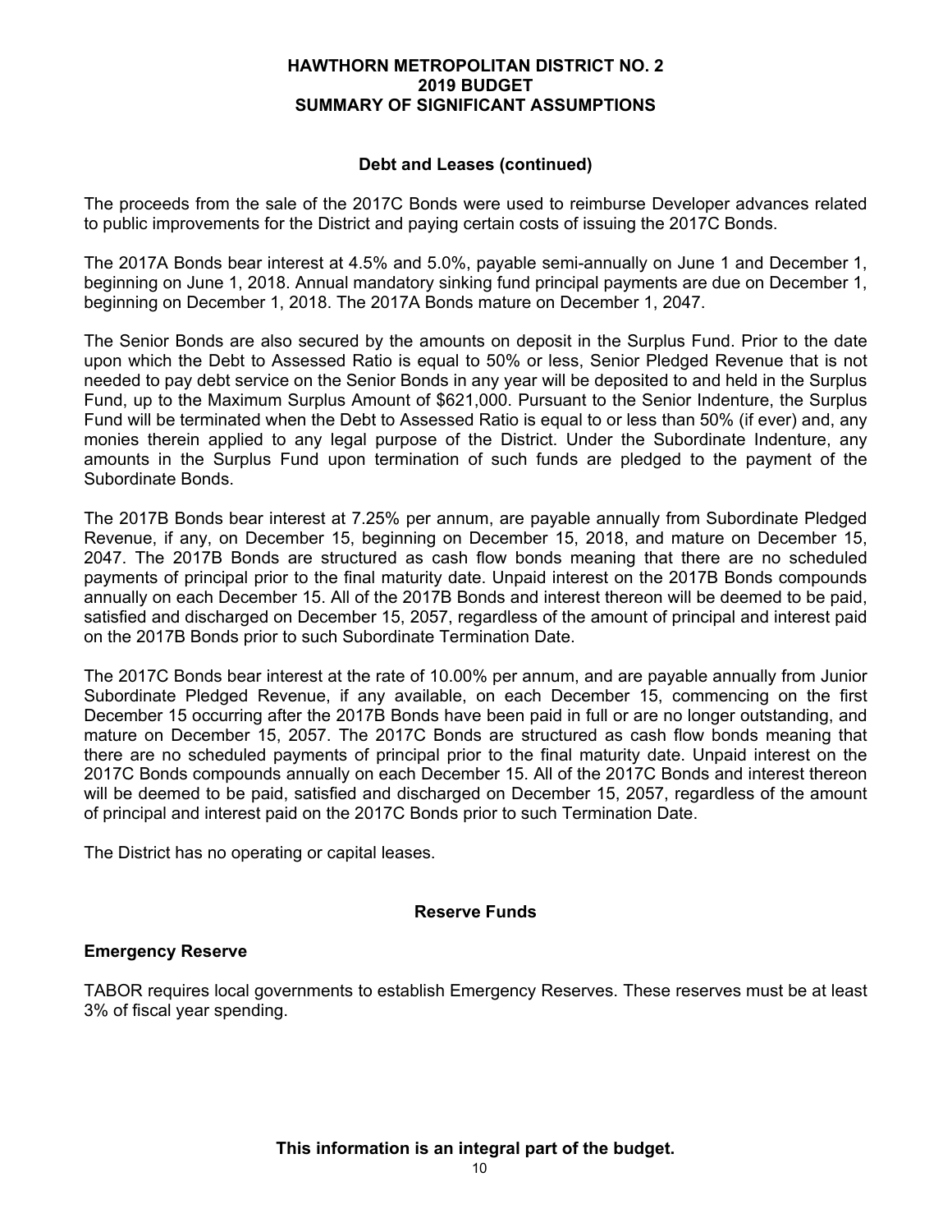## Debt and Leases (continued)

The proceeds from the sale of the 2017C Bonds were used to reimburse Developer advances related to public improvements for the District and paying certain costs of issuing the 2017C Bonds.

The 2017A Bonds bear interest at 4.5% and 5.0%, payable semi-annually on June 1 and December 1, beginning on June 1, 2018. Annual mandatory sinking fund principal payments are due on December 1, beginning on December 1, 2018. The 2017A Bonds mature on December 1, 2047.

The Senior Bonds are also secured by the amounts on deposit in the Surplus Fund. Prior to the date upon which the Debt to Assessed Ratio is equal to 50% or less, Senior Pledged Revenue that is not needed to pay debt service on the Senior Bonds in any year will be deposited to and held in the Surplus Fund, up to the Maximum Surplus Amount of $621,000. Pursuant to the Senior Indenture, the Surplus Fund will be terminated when the Debt to Assessed Ratio is equal to or less than 50% (if ever) and, any monies therein applied to any legal purpose of the District. Under the Subordinate Indenture, any amounts in the Surplus Fund upon termination of such funds are pledged to the payment of the Subordinate Bonds.

The 2017B Bonds bear interest at 7.25% per annum, are payable annually from Subordinate Pledged Revenue, if any, on December 15, beginning on December 15, 2018, and mature on December 15, 2047. The 2017B Bonds are structured as cash flow bonds meaning that there are no scheduled payments of principal prior to the final maturity date. Unpaid interest on the 2017B Bonds compounds annually on each December 15. All of the 2017B Bonds and interest thereon will be deemed to be paid, satisfied and discharged on December 15, 2057, regardless of the amount of principal and interest paid on the 2017B Bonds prior to such Subordinate Termination Date.

The 2017C Bonds bear interest at the rate of 10.00% per annum, and are payable annually from Junior Subordinate Pledged Revenue, if any available, on each December 15, commencing on the first December 15 occurring after the 2017B Bonds have been paid in full or are no longer outstanding, and mature on December 15, 2057. The 2017C Bonds are structured as cash flow bonds meaning that there are no scheduled payments of principal prior to the final maturity date. Unpaid interest on the 2017C Bonds compounds annually on each December 15. All of the 2017C Bonds and interest thereon will be deemed to be paid, satisfied and discharged on December 15, 2057, regardless of the amount of principal and interest paid on the 2017C Bonds prior to such Termination Date.

The District has no operating or capital leases.

## Reserve Funds

### Emergency Reserve

TABOR requires local governments to establish Emergency Reserves. These reserves must be at least 3% of fiscal year spending.

**This information is an integral part of the budget.**